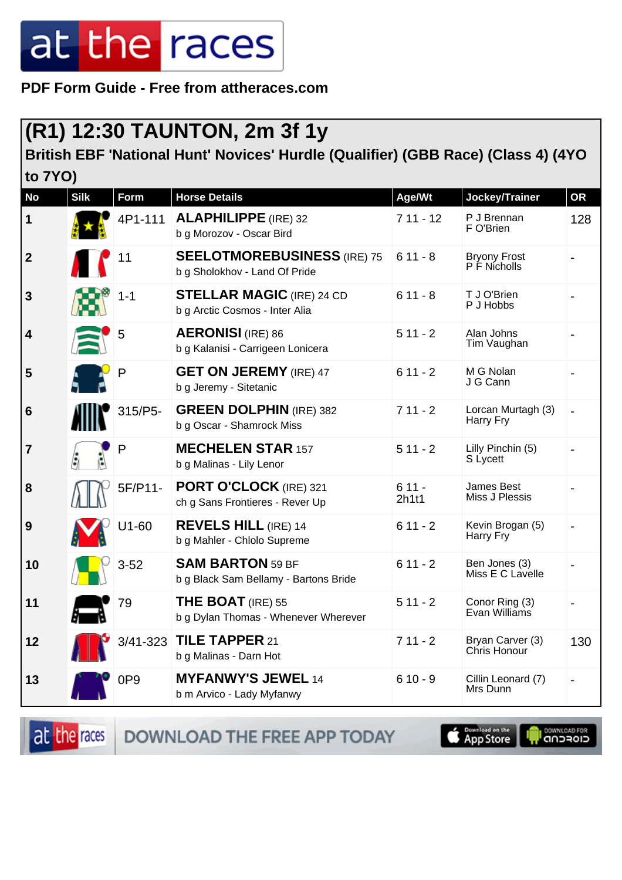# at the races

**PDF Form Guide - Free from attheraces.com**

## (R1) 12:30 TAUNTON, 2m 3f 1y

### British EBF 'National Hunt' Novices' Hurdle (Qualifier) (GBB Race) (Class 4) (4YO to 7YO)

| No | Silk | Form | Horse Details | Age/Wt | Jockey/Trainer | OR |
|---|---|---|---|---|---|---|
| 1 | | 4P1-111 | **ALAPHILIPPE** (IRE) 32<br>b g Morozov - Oscar Bird | 7 11 - 12 | P J Brennan<br>F O'Brien | 128 |
| 2 | | 11 | **SEELOTMOREBUSINESS** (IRE) 75<br>b g Sholokhov - Land Of Pride | 6 11 - 8 | Bryony Frost<br>P F Nicholls | - |
| 3 | | 1-1 | **STELLAR MAGIC** (IRE) 24 CD<br>b g Arctic Cosmos - Inter Alia | 6 11 - 8 | T J O'Brien<br>P J Hobbs | - |
| 4 | | 5 | **AERONISI** (IRE) 86<br>b g Kalanisi - Carrigeen Lonicera | 5 11 - 2 | Alan Johns<br>Tim Vaughan | - |
| 5 | | P | **GET ON JEREMY** (IRE) 47<br>b g Jeremy - Sitetanic | 6 11 - 2 | M G Nolan<br>J G Cann | - |
| 6 | | 315/P5- | **GREEN DOLPHIN** (IRE) 382<br>b g Oscar - Shamrock Miss | 7 11 - 2 | Lorcan Murtagh (3)<br>Harry Fry | - |
| 7 | | P | **MECHELEN STAR** 157<br>b g Malinas - Lily Lenor | 5 11 - 2 | Lilly Pinchin (5)<br>S Lycett | - |
| 8 | | 5F/P11- | **PORT O'CLOCK** (IRE) 321<br>ch g Sans Frontieres - Rever Up | 6 11 - 2h1t1 | James Best<br>Miss J Plessis | - |
| 9 | | U1-60 | **REVELS HILL** (IRE) 14<br>b g Mahler - Chlolo Supreme | 6 11 - 2 | Kevin Brogan (5)<br>Harry Fry | - |
| 10 | | 3-52 | **SAM BARTON** 59 BF<br>b g Black Sam Bellamy - Bartons Bride | 6 11 - 2 | Ben Jones (3)<br>Miss E C Lavelle | - |
| 11 | | 79 | **THE BOAT** (IRE) 55<br>b g Dylan Thomas - Whenever Wherever | 5 11 - 2 | Conor Ring (3)<br>Evan Williams | - |
| 12 | | 3/41-323 | **TILE TAPPER** 21<br>b g Malinas - Darn Hot | 7 11 - 2 | Bryan Carver (3)<br>Chris Honour | 130 |
| 13 | | 0P9 | **MYFANWY'S JEWEL** 14<br>b m Arvico - Lady Myfanwy | 6 10 - 9 | Cillin Leonard (7)<br>Mrs Dunn | - |

at the races DOWNLOAD THE FREE APP TODAY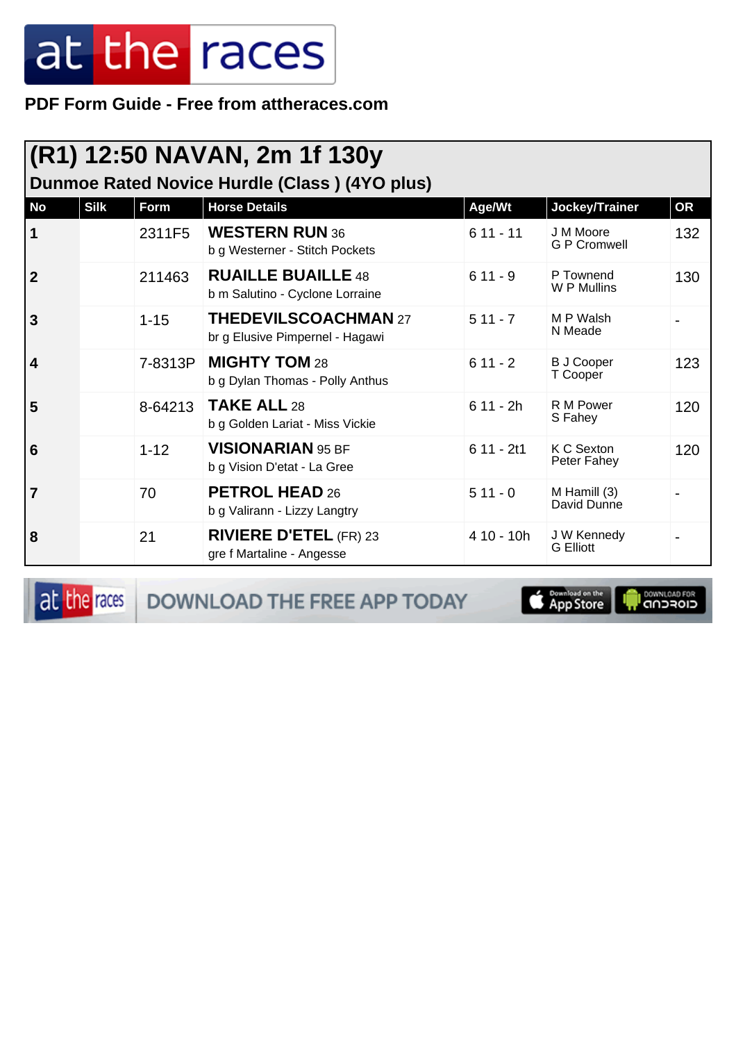PDF Form Guide - Free from attheraces.com

## (R1) 12:50 NAVAN, 2m 1f 130y

### Dunmoe Rated Novice Hurdle (Class ) (4YO plus)

| No | Silk | Form | Horse Details | Age/Wt | Jockey/Trainer | OR |
|---|---|---|---|---|---|---|
| 1 | | 2311F5 | **WESTERN RUN** 36<br>b g Westerner - Stitch Pockets | 6 11 - 11 | J M Moore<br>G P Cromwell | 132 |
| 2 | | 211463 | **RUAILLE BUAILLE** 48<br>b m Salutino - Cyclone Lorraine | 6 11 - 9 | P Townend<br>W P Mullins | 130 |
| 3 | | 1-15 | **THEDEVILSCOACHMAN** 27<br>br g Elusive Pimpernel - Hagawi | 5 11 - 7 | M P Walsh<br>N Meade | - |
| 4 | | 7-8313P | **MIGHTY TOM** 28<br>b g Dylan Thomas - Polly Anthus | 6 11 - 2 | B J Cooper<br>T Cooper | 123 |
| 5 | | 8-64213 | **TAKE ALL** 28<br>b g Golden Lariat - Miss Vickie | 6 11 - 2h | R M Power<br>S Fahey | 120 |
| 6 | | 1-12 | **VISIONARIAN** 95 BF<br>b g Vision D'etat - La Gree | 6 11 - 2t1 | K C Sexton<br>Peter Fahey | 120 |
| 7 | | 70 | **PETROL HEAD** 26<br>b g Valirann - Lizzy Langtry | 5 11 - 0 | M Hamill (3)<br>David Dunne | - |
| 8 | | 21 | **RIVIERE D'ETEL** (FR) 23<br>gre f Martaline - Angesse | 4 10 - 10h | J W Kennedy<br>G Elliott | - |

DOWNLOAD THE FREE APP TODAY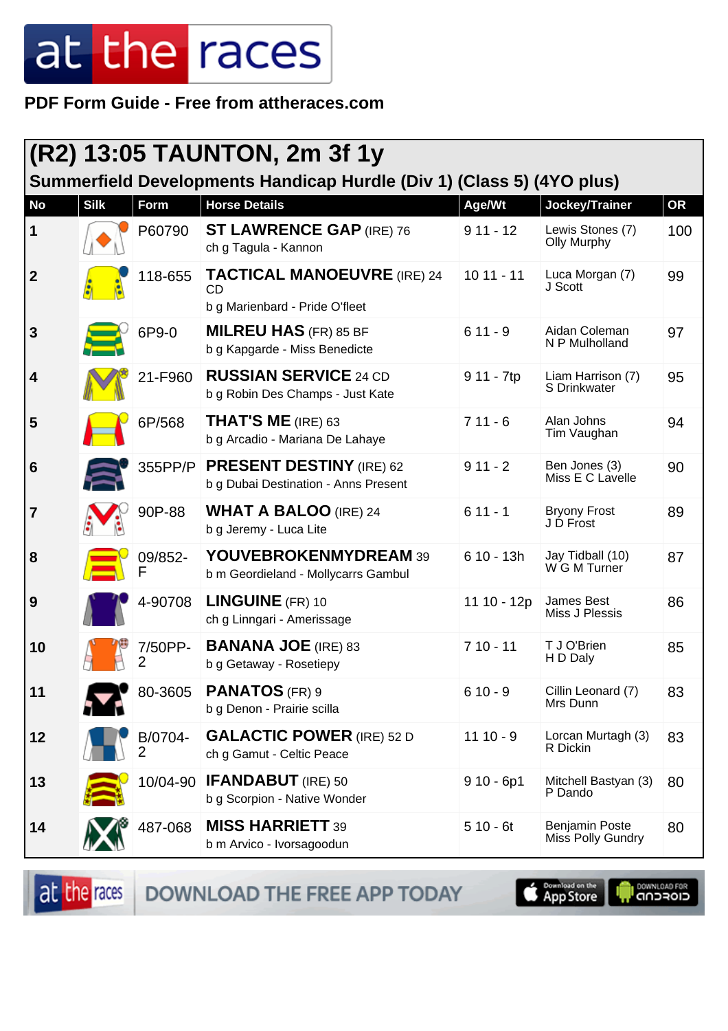PDF Form Guide - Free from attheraces.com

## (R2) 13:05 TAUNTON, 2m 3f 1y

### Summerfield Developments Handicap Hurdle (Div 1) (Class 5) (4YO plus)

| No | Silk | Form | Horse Details | Age/Wt | Jockey/Trainer | OR |
|---|---|---|---|---|---|---|
| 1 | | P60790 | **ST LAWRENCE GAP** (IRE) 76<br>ch g Tagula - Kannon | 9 11 - 12 | Lewis Stones (7)<br>Olly Murphy | 100 |
| 2 | | 118-655 | **TACTICAL MANOEUVRE** (IRE) 24 CD<br>b g Marienbard - Pride O'fleet | 10 11 - 11 | Luca Morgan (7)<br>J Scott | 99 |
| 3 | | 6P9-0 | **MILREU HAS** (FR) 85 BF<br>b g Kapgarde - Miss Benedicte | 6 11 - 9 | Aidan Coleman<br>N P Mulholland | 97 |
| 4 | | 21-F960 | **RUSSIAN SERVICE** 24 CD<br>b g Robin Des Champs - Just Kate | 9 11 - 7tp | Liam Harrison (7)<br>S Drinkwater | 95 |
| 5 | | 6P/568 | **THAT'S ME** (IRE) 63<br>b g Arcadio - Mariana De Lahaye | 7 11 - 6 | Alan Johns<br>Tim Vaughan | 94 |
| 6 | | 355PP/P | **PRESENT DESTINY** (IRE) 62<br>b g Dubai Destination - Anns Present | 9 11 - 2 | Ben Jones (3)<br>Miss E C Lavelle | 90 |
| 7 | | 90P-88 | **WHAT A BALOO** (IRE) 24<br>b g Jeremy - Luca Lite | 6 11 - 1 | Bryony Frost<br>J D Frost | 89 |
| 8 | | 09/852-F | **YOUVEBROKENMYDREAM** 39<br>b m Geordieland - Mollycarrs Gambul | 6 10 - 13h | Jay Tidball (10)<br>W G M Turner | 87 |
| 9 | | 4-90708 | **LINGUINE** (FR) 10<br>ch g Linngari - Amerissage | 11 10 - 12p | James Best<br>Miss J Plessis | 86 |
| 10 | | 7/50PP-2 | **BANANA JOE** (IRE) 83<br>b g Getaway - Rosetiepy | 7 10 - 11 | T J O'Brien<br>H D Daly | 85 |
| 11 | | 80-3605 | **PANATOS** (FR) 9<br>b g Denon - Prairie scilla | 6 10 - 9 | Cillin Leonard (7)<br>Mrs Dunn | 83 |
| 12 | | B/0704-2 | **GALACTIC POWER** (IRE) 52 D<br>ch g Gamut - Celtic Peace | 11 10 - 9 | Lorcan Murtagh (3)<br>R Dickin | 83 |
| 13 | | 10/04-90 | **IFANDABUT** (IRE) 50<br>b g Scorpion - Native Wonder | 9 10 - 6p1 | Mitchell Bastyan (3)<br>P Dando | 80 |
| 14 | | 487-068 | **MISS HARRIETT** 39<br>b m Arvico - Ivorsagoodun | 5 10 - 6t | Benjamin Poste<br>Miss Polly Gundry | 80 |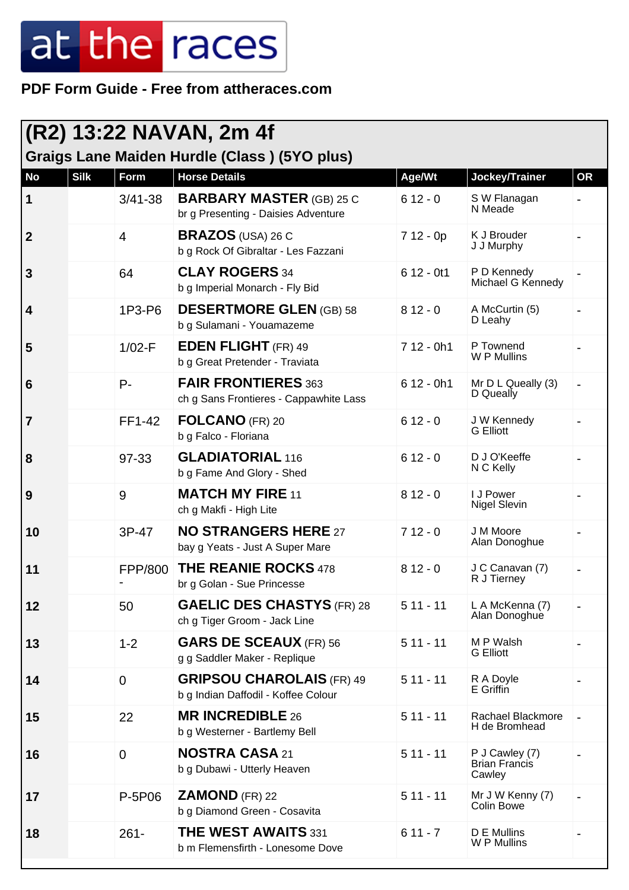# at the races

**PDF Form Guide - Free from attheraces.com**

## (R2) 13:22 NAVAN, 2m 4f

### Graigs Lane Maiden Hurdle (Class ) (5YO plus)

| No | Silk | Form | Horse Details | Age/Wt | Jockey/Trainer | OR |
|---|---|---|---|---|---|---|
| 1 | | 3/41-38 | **BARBARY MASTER** (GB) 25 C<br>br g Presenting - Daisies Adventure | 6 12 - 0 | S W Flanagan<br>N Meade | - |
| 2 | | 4 | **BRAZOS** (USA) 26 C<br>b g Rock Of Gibraltar - Les Fazzani | 7 12 - 0p | K J Brouder<br>J J Murphy | - |
| 3 | | 64 | **CLAY ROGERS** 34<br>b g Imperial Monarch - Fly Bid | 6 12 - 0t1 | P D Kennedy<br>Michael G Kennedy | - |
| 4 | | 1P3-P6 | **DESERTMORE GLEN** (GB) 58<br>b g Sulamani - Youamazeme | 8 12 - 0 | A McCurtin (5)<br>D Leahy | - |
| 5 | | 1/02-F | **EDEN FLIGHT** (FR) 49<br>b g Great Pretender - Traviata | 7 12 - 0h1 | P Townend<br>W P Mullins | - |
| 6 | | P- | **FAIR FRONTIERES** 363<br>ch g Sans Frontieres - Cappawhite Lass | 6 12 - 0h1 | Mr D L Queally (3)<br>D Queally | - |
| 7 | | FF1-42 | **FOLCANO** (FR) 20<br>b g Falco - Floriana | 6 12 - 0 | J W Kennedy<br>G Elliott | - |
| 8 | | 97-33 | **GLADIATORIAL** 116<br>b g Fame And Glory - Shed | 6 12 - 0 | D J O'Keeffe<br>N C Kelly | - |
| 9 | | 9 | **MATCH MY FIRE** 11<br>ch g Makfi - High Lite | 8 12 - 0 | I J Power<br>Nigel Slevin | - |
| 10 | | 3P-47 | **NO STRANGERS HERE** 27<br>bay g Yeats - Just A Super Mare | 7 12 - 0 | J M Moore<br>Alan Donoghue | - |
| 11 | | FPP/800- | **THE REANIE ROCKS** 478<br>br g Golan - Sue Princesse | 8 12 - 0 | J C Canavan (7)<br>R J Tierney | - |
| 12 | | 50 | **GAELIC DES CHASTYS** (FR) 28<br>ch g Tiger Groom - Jack Line | 5 11 - 11 | L A McKenna (7)<br>Alan Donoghue | - |
| 13 | | 1-2 | **GARS DE SCEAUX** (FR) 56<br>g g Saddler Maker - Replique | 5 11 - 11 | M P Walsh<br>G Elliott | - |
| 14 | | 0 | **GRIPSOU CHAROLAIS** (FR) 49<br>b g Indian Daffodil - Koffee Colour | 5 11 - 11 | R A Doyle<br>E Griffin | - |
| 15 | | 22 | **MR INCREDIBLE** 26<br>b g Westerner - Bartlemy Bell | 5 11 - 11 | Rachael Blackmore<br>H de Bromhead | - |
| 16 | | 0 | **NOSTRA CASA** 21<br>b g Dubawi - Utterly Heaven | 5 11 - 11 | P J Cawley (7)<br>Brian Francis Cawley | - |
| 17 | | P-5P06 | **ZAMOND** (FR) 22<br>b g Diamond Green - Cosavita | 5 11 - 11 | Mr J W Kenny (7)<br>Colin Bowe | - |
| 18 | | 261- | **THE WEST AWAITS** 331<br>b m Flemensfirth - Lonesome Dove | 6 11 - 7 | D E Mullins<br>W P Mullins | - |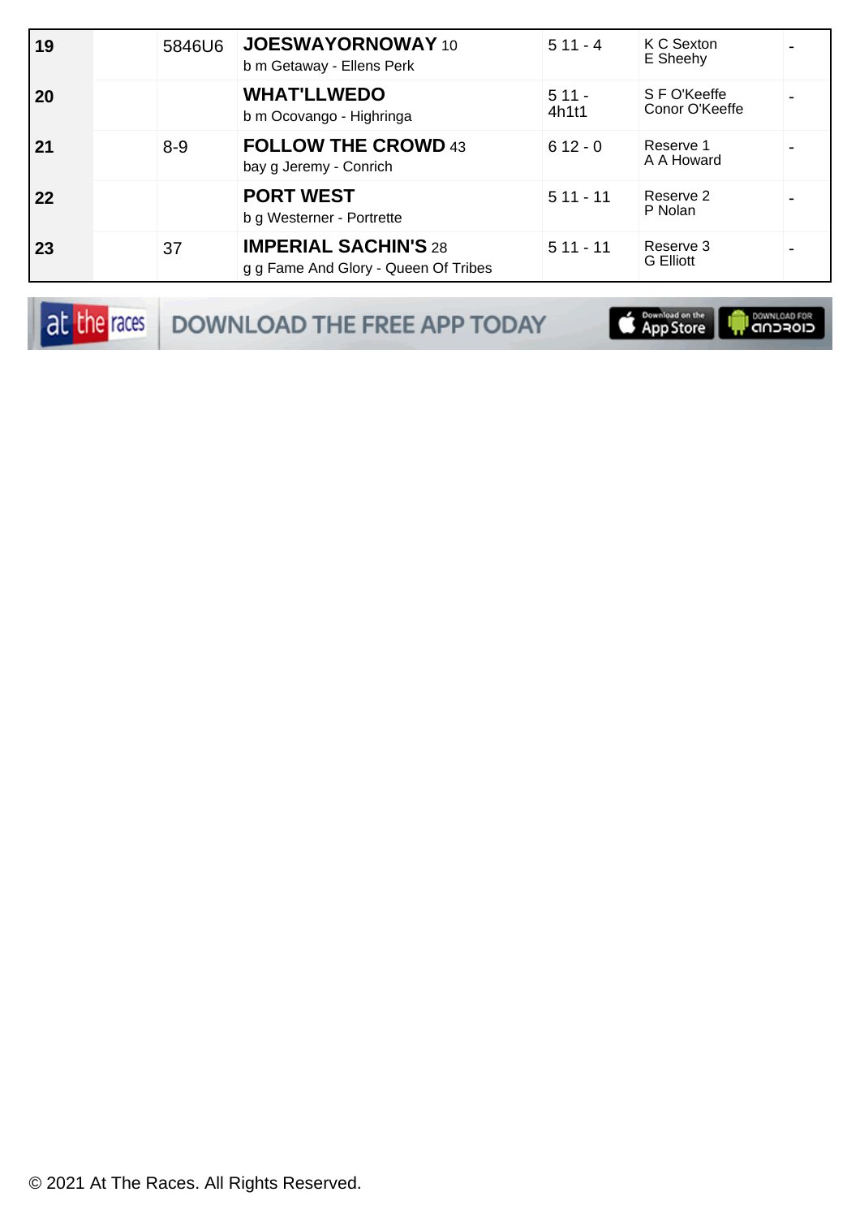| | | | | | | |
|---|---|---|---|---|---|---|
| **19** | | 5846U6 | **JOESWAYORNOWAY** 10<br>b m Getaway - Ellens Perk | 5 11 - 4 | K C Sexton<br>E Sheehy | - |
| **20** | | | **WHAT'LLWEDO**<br>b m Ocovango - Highringa | 5 11 - 4h1t1 | S F O'Keeffe<br>Conor O'Keeffe | - |
| **21** | | 8-9 | **FOLLOW THE CROWD** 43<br>bay g Jeremy - Conrich | 6 12 - 0 | Reserve 1<br>A A Howard | - |
| **22** | | | **PORT WEST**<br>b g Westerner - Portrette | 5 11 - 11 | Reserve 2<br>P Nolan | - |
| **23** | | 37 | **IMPERIAL SACHIN'S** 28<br>g g Fame And Glory - Queen Of Tribes | 5 11 - 11 | Reserve 3<br>G Elliott | - |

at the races DOWNLOAD THE FREE APP TODAY Download on the App Store DOWNLOAD FOR ANDROID

© 2021 At The Races. All Rights Reserved.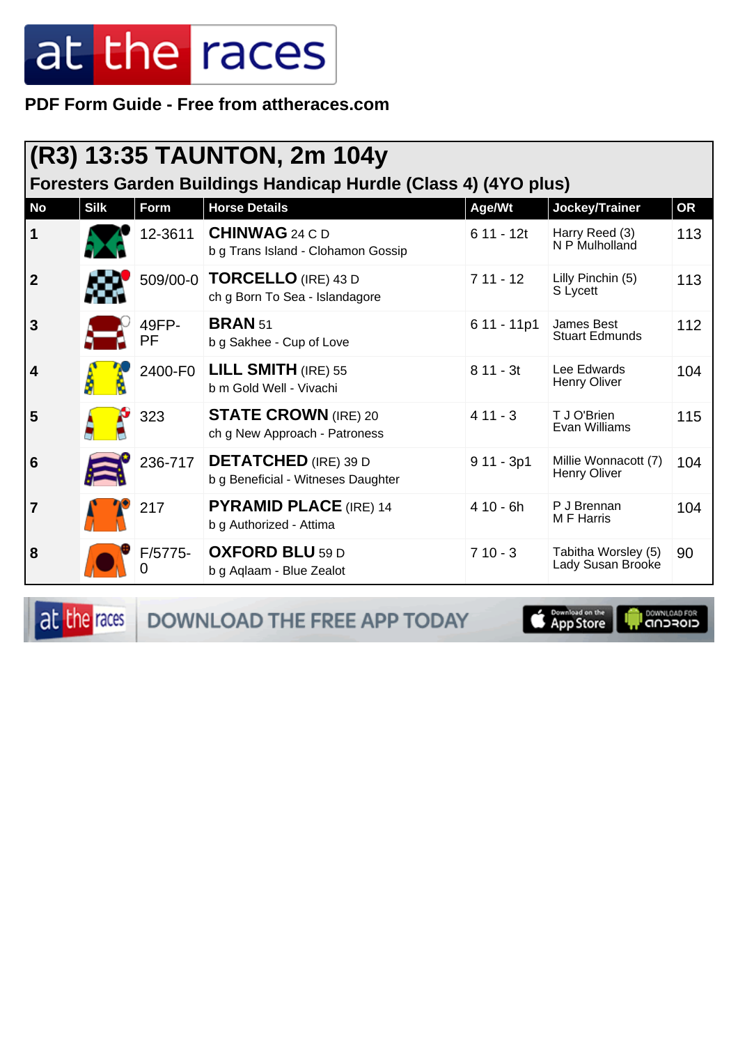PDF Form Guide - Free from attheraces.com

## (R3) 13:35 TAUNTON, 2m 104y

### Foresters Garden Buildings Handicap Hurdle (Class 4) (4YO plus)

| No | Silk | Form | Horse Details | Age/Wt | Jockey/Trainer | OR |
|---|---|---|---|---|---|---|
| 1 | | 12-3611 | **CHINWAG** 24 C D<br>b g Trans Island - Clohamon Gossip | 6 11 - 12t | Harry Reed (3)<br>N P Mulholland | 113 |
| 2 | | 509/00-0 | **TORCELLO** (IRE) 43 D<br>ch g Born To Sea - Islandagore | 7 11 - 12 | Lilly Pinchin (5)<br>S Lycett | 113 |
| 3 | | 49FP-PF | **BRAN** 51<br>b g Sakhee - Cup of Love | 6 11 - 11p1 | James Best<br>Stuart Edmunds | 112 |
| 4 | | 2400-F0 | **LILL SMITH** (IRE) 55<br>b m Gold Well - Vivachi | 8 11 - 3t | Lee Edwards<br>Henry Oliver | 104 |
| 5 | | 323 | **STATE CROWN** (IRE) 20<br>ch g New Approach - Patroness | 4 11 - 3 | T J O'Brien<br>Evan Williams | 115 |
| 6 | | 236-717 | **DETATCHED** (IRE) 39 D<br>b g Beneficial - Witneses Daughter | 9 11 - 3p1 | Millie Wonnacott (7)<br>Henry Oliver | 104 |
| 7 | | 217 | **PYRAMID PLACE** (IRE) 14<br>b g Authorized - Attima | 4 10 - 6h | P J Brennan<br>M F Harris | 104 |
| 8 | | F/5775-0 | **OXFORD BLU** 59 D<br>b g Aqlaam - Blue Zealot | 7 10 - 3 | Tabitha Worsley (5)<br>Lady Susan Brooke | 90 |

DOWNLOAD THE FREE APP TODAY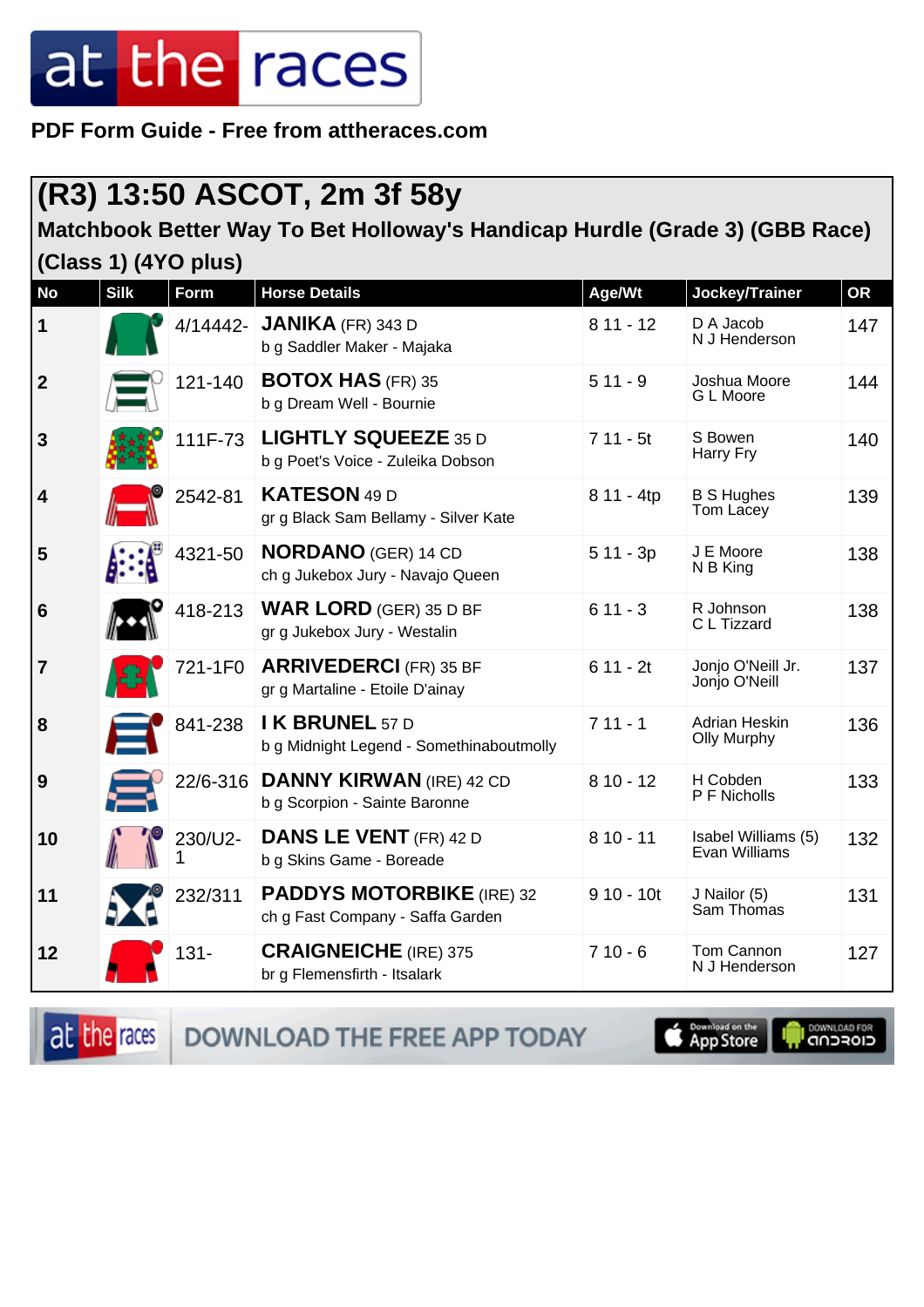# at the races

**PDF Form Guide - Free from attheraces.com**

## (R3) 13:50 ASCOT, 2m 3f 58y

### Matchbook Better Way To Bet Holloway's Handicap Hurdle (Grade 3) (GBB Race) (Class 1) (4YO plus)

| No | Silk | Form | Horse Details | Age/Wt | Jockey/Trainer | OR |
|---|---|---|---|---|---|---|
| 1 | | 4/14442- | **JANIKA** (FR) 343 D<br>b g Saddler Maker - Majaka | 8 11 - 12 | D A Jacob<br>N J Henderson | 147 |
| 2 | | 121-140 | **BOTOX HAS** (FR) 35<br>b g Dream Well - Bournie | 5 11 - 9 | Joshua Moore<br>G L Moore | 144 |
| 3 | | 111F-73 | **LIGHTLY SQUEEZE** 35 D<br>b g Poet's Voice - Zuleika Dobson | 7 11 - 5t | S Bowen<br>Harry Fry | 140 |
| 4 | | 2542-81 | **KATESON** 49 D<br>gr g Black Sam Bellamy - Silver Kate | 8 11 - 4tp | B S Hughes<br>Tom Lacey | 139 |
| 5 | | 4321-50 | **NORDANO** (GER) 14 CD<br>ch g Jukebox Jury - Navajo Queen | 5 11 - 3p | J E Moore<br>N B King | 138 |
| 6 | | 418-213 | **WAR LORD** (GER) 35 D BF<br>gr g Jukebox Jury - Westalin | 6 11 - 3 | R Johnson<br>C L Tizzard | 138 |
| 7 | | 721-1F0 | **ARRIVEDERCI** (FR) 35 BF<br>gr g Martaline - Etoile D'ainay | 6 11 - 2t | Jonjo O'Neill Jr.<br>Jonjo O'Neill | 137 |
| 8 | | 841-238 | **I K BRUNEL** 57 D<br>b g Midnight Legend - Somethinaboutmolly | 7 11 - 1 | Adrian Heskin<br>Olly Murphy | 136 |
| 9 | | 22/6-316 | **DANNY KIRWAN** (IRE) 42 CD<br>b g Scorpion - Sainte Baronne | 8 10 - 12 | H Cobden<br>P F Nicholls | 133 |
| 10 | | 230/U2-1 | **DANS LE VENT** (FR) 42 D<br>b g Skins Game - Boreade | 8 10 - 11 | Isabel Williams (5)<br>Evan Williams | 132 |
| 11 | | 232/311 | **PADDYS MOTORBIKE** (IRE) 32<br>ch g Fast Company - Saffa Garden | 9 10 - 10t | J Nailor (5)<br>Sam Thomas | 131 |
| 12 | | 131- | **CRAIGNEICHE** (IRE) 375<br>br g Flemensfirth - Itsalark | 7 10 - 6 | Tom Cannon<br>N J Henderson | 127 |

at the races DOWNLOAD THE FREE APP TODAY